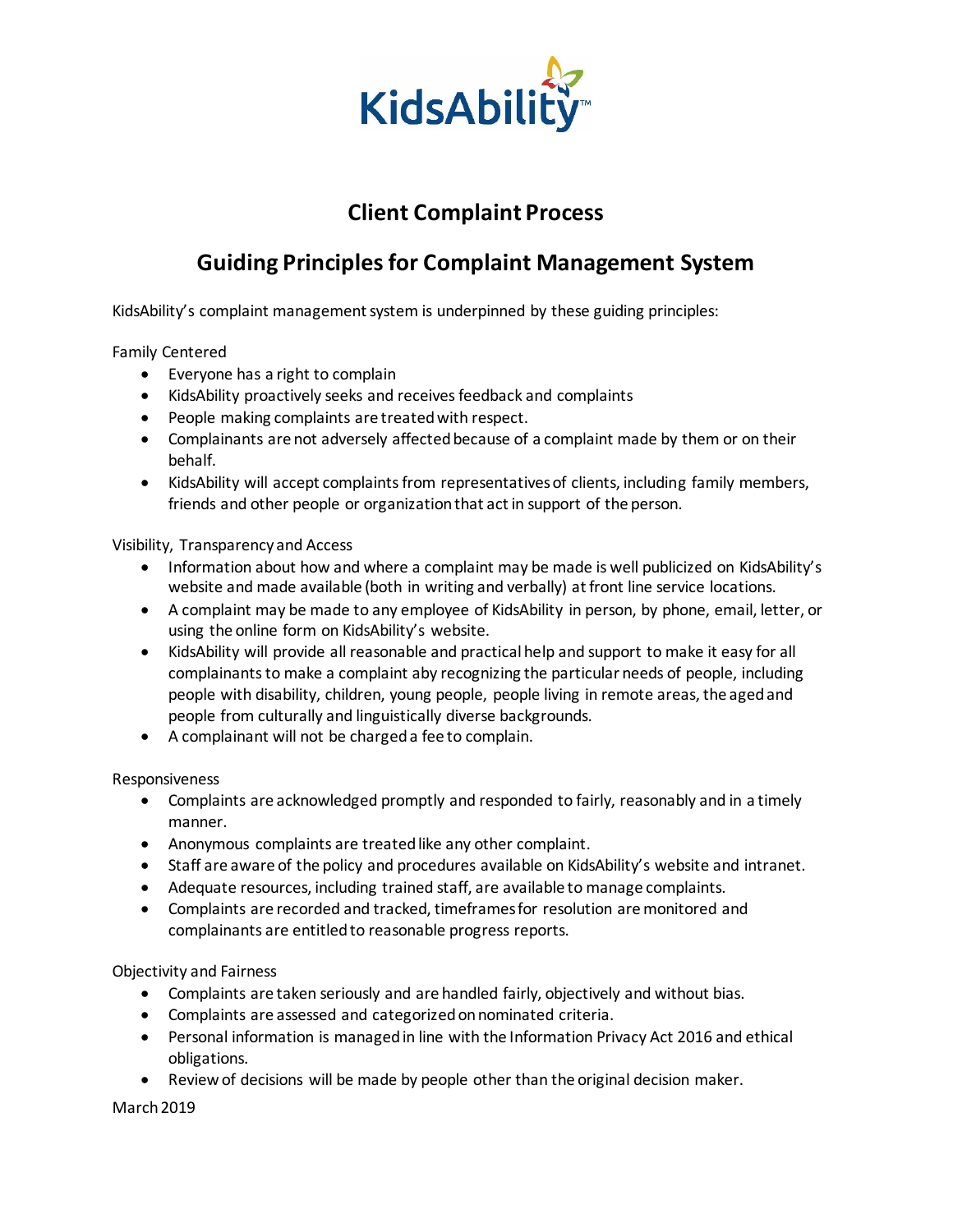KidsAbility™

# Client Complaint Process

## Guiding Principles for Complaint Management System

KidsAbility's complaint management system is underpinned by these guiding principles:

Family Centered

- Everyone has a right to complain
- KidsAbility proactively seeks and receives feedback and complaints
- People making complaints are treated with respect.
- Complainants are not adversely affected because of a complaint made by them or on their behalf.
- KidsAbility will accept complaints from representatives of clients, including family members, friends and other people or organization that act in support of the person.

Visibility, Transparency and Access

- Information about how and where a complaint may be made is well publicized on KidsAbility's website and made available (both in writing and verbally) at front line service locations.
- A complaint may be made to any employee of KidsAbility in person, by phone, email, letter, or using the online form on KidsAbility's website.
- KidsAbility will provide all reasonable and practical help and support to make it easy for all complainants to make a complaint aby recognizing the particular needs of people, including people with disability, children, young people, people living in remote areas, the aged and people from culturally and linguistically diverse backgrounds.
- A complainant will not be charged a fee to complain.

Responsiveness

- Complaints are acknowledged promptly and responded to fairly, reasonably and in a timely manner.
- Anonymous complaints are treated like any other complaint.
- Staff are aware of the policy and procedures available on KidsAbility's website and intranet.
- Adequate resources, including trained staff, are available to manage complaints.
- Complaints are recorded and tracked, timeframes for resolution are monitored and complainants are entitled to reasonable progress reports.

Objectivity and Fairness

- Complaints are taken seriously and are handled fairly, objectively and without bias.
- Complaints are assessed and categorized on nominated criteria.
- Personal information is managed in line with the Information Privacy Act 2016 and ethical obligations.
- Review of decisions will be made by people other than the original decision maker.

March 2019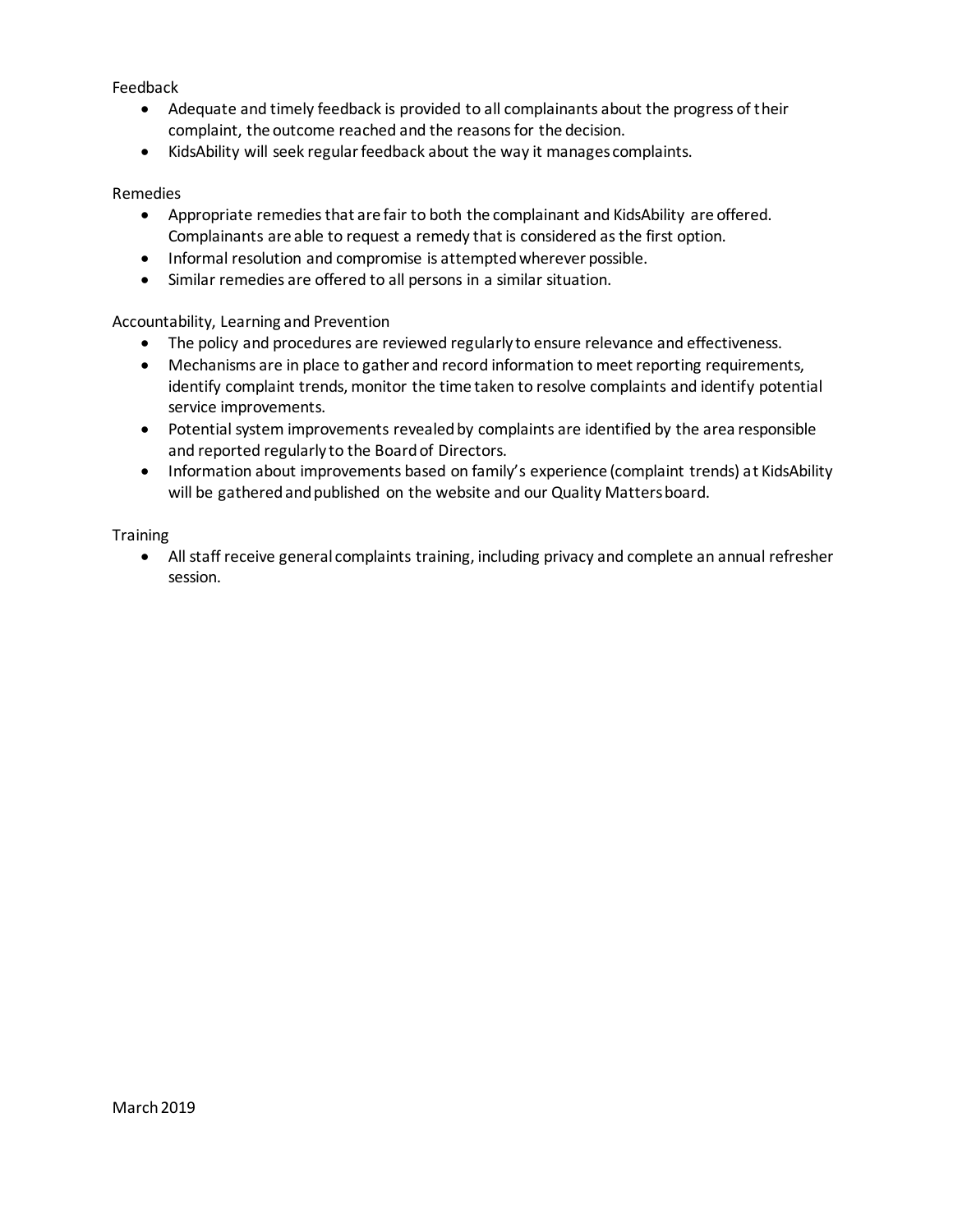Feedback

- Adequate and timely feedback is provided to all complainants about the progress of their complaint, the outcome reached and the reasons for the decision.
- KidsAbility will seek regular feedback about the way it manages complaints.

Remedies

- Appropriate remedies that are fair to both the complainant and KidsAbility are offered. Complainants are able to request a remedy that is considered as the first option.
- Informal resolution and compromise is attempted wherever possible.
- Similar remedies are offered to all persons in a similar situation.

Accountability, Learning and Prevention

- The policy and procedures are reviewed regularly to ensure relevance and effectiveness.
- Mechanisms are in place to gather and record information to meet reporting requirements, identify complaint trends, monitor the time taken to resolve complaints and identify potential service improvements.
- Potential system improvements revealed by complaints are identified by the area responsible and reported regularly to the Board of Directors.
- Information about improvements based on family's experience (complaint trends) at KidsAbility will be gathered and published on the website and our Quality Matters board.

Training

- All staff receive general complaints training, including privacy and complete an annual refresher session.

March 2019